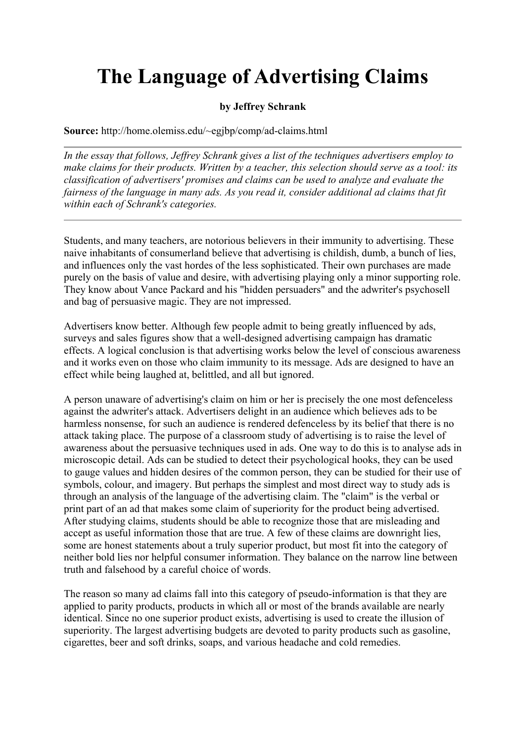# The Language of Advertising Claims

**by Jeffrey Schrank**

**Source:** http://home.olemiss.edu/~egjbp/comp/ad-claims.html

---

*In the essay that follows, Jeffrey Schrank gives a list of the techniques advertisers employ to make claims for their products. Written by a teacher, this selection should serve as a tool: its classification of advertisers' promises and claims can be used to analyze and evaluate the fairness of the language in many ads. As you read it, consider additional ad claims that fit within each of Schrank's categories.*

---

Students, and many teachers, are notorious believers in their immunity to advertising. These naive inhabitants of consumerland believe that advertising is childish, dumb, a bunch of lies, and influences only the vast hordes of the less sophisticated. Their own purchases are made purely on the basis of value and desire, with advertising playing only a minor supporting role. They know about Vance Packard and his "hidden persuaders" and the adwriter's psychosell and bag of persuasive magic. They are not impressed.

Advertisers know better. Although few people admit to being greatly influenced by ads, surveys and sales figures show that a well-designed advertising campaign has dramatic effects. A logical conclusion is that advertising works below the level of conscious awareness and it works even on those who claim immunity to its message. Ads are designed to have an effect while being laughed at, belittled, and all but ignored.

A person unaware of advertising's claim on him or her is precisely the one most defenceless against the adwriter's attack. Advertisers delight in an audience which believes ads to be harmless nonsense, for such an audience is rendered defenceless by its belief that there is no attack taking place. The purpose of a classroom study of advertising is to raise the level of awareness about the persuasive techniques used in ads. One way to do this is to analyse ads in microscopic detail. Ads can be studied to detect their psychological hooks, they can be used to gauge values and hidden desires of the common person, they can be studied for their use of symbols, colour, and imagery. But perhaps the simplest and most direct way to study ads is through an analysis of the language of the advertising claim. The "claim" is the verbal or print part of an ad that makes some claim of superiority for the product being advertised. After studying claims, students should be able to recognize those that are misleading and accept as useful information those that are true. A few of these claims are downright lies, some are honest statements about a truly superior product, but most fit into the category of neither bold lies nor helpful consumer information. They balance on the narrow line between truth and falsehood by a careful choice of words.

The reason so many ad claims fall into this category of pseudo-information is that they are applied to parity products, products in which all or most of the brands available are nearly identical. Since no one superior product exists, advertising is used to create the illusion of superiority. The largest advertising budgets are devoted to parity products such as gasoline, cigarettes, beer and soft drinks, soaps, and various headache and cold remedies.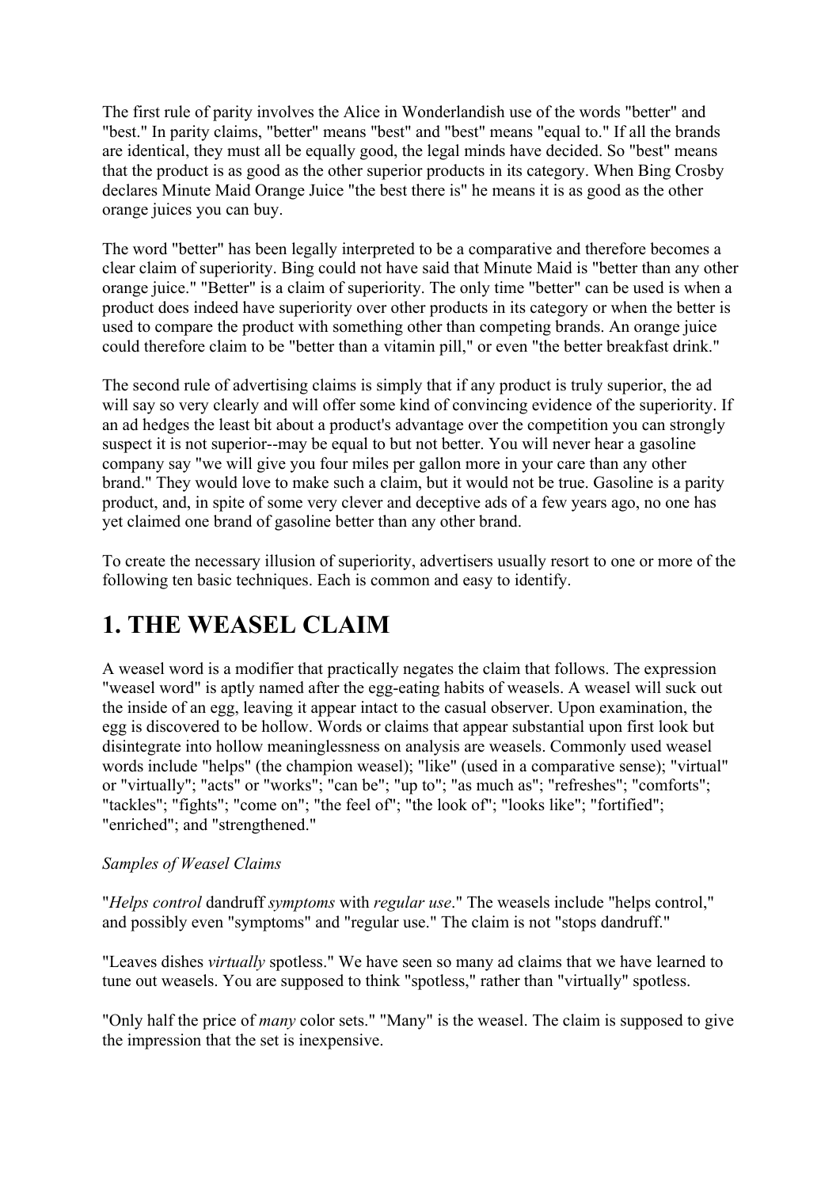The first rule of parity involves the Alice in Wonderlandish use of the words "better" and "best." In parity claims, "better" means "best" and "best" means "equal to." If all the brands are identical, they must all be equally good, the legal minds have decided. So "best" means that the product is as good as the other superior products in its category. When Bing Crosby declares Minute Maid Orange Juice "the best there is" he means it is as good as the other orange juices you can buy.

The word "better" has been legally interpreted to be a comparative and therefore becomes a clear claim of superiority. Bing could not have said that Minute Maid is "better than any other orange juice." "Better" is a claim of superiority. The only time "better" can be used is when a product does indeed have superiority over other products in its category or when the better is used to compare the product with something other than competing brands. An orange juice could therefore claim to be "better than a vitamin pill," or even "the better breakfast drink."

The second rule of advertising claims is simply that if any product is truly superior, the ad will say so very clearly and will offer some kind of convincing evidence of the superiority. If an ad hedges the least bit about a product's advantage over the competition you can strongly suspect it is not superior--may be equal to but not better. You will never hear a gasoline company say "we will give you four miles per gallon more in your care than any other brand." They would love to make such a claim, but it would not be true. Gasoline is a parity product, and, in spite of some very clever and deceptive ads of a few years ago, no one has yet claimed one brand of gasoline better than any other brand.

To create the necessary illusion of superiority, advertisers usually resort to one or more of the following ten basic techniques. Each is common and easy to identify.

# 1. THE WEASEL CLAIM

A weasel word is a modifier that practically negates the claim that follows. The expression "weasel word" is aptly named after the egg-eating habits of weasels. A weasel will suck out the inside of an egg, leaving it appear intact to the casual observer. Upon examination, the egg is discovered to be hollow. Words or claims that appear substantial upon first look but disintegrate into hollow meaninglessness on analysis are weasels. Commonly used weasel words include "helps" (the champion weasel); "like" (used in a comparative sense); "virtual" or "virtually"; "acts" or "works"; "can be"; "up to"; "as much as"; "refreshes"; "comforts"; "tackles"; "fights"; "come on"; "the feel of"; "the look of"; "looks like"; "fortified"; "enriched"; and "strengthened."

*Samples of Weasel Claims*

"*Helps control* dandruff *symptoms* with *regular use*." The weasels include "helps control," and possibly even "symptoms" and "regular use." The claim is not "stops dandruff."

"Leaves dishes *virtually* spotless." We have seen so many ad claims that we have learned to tune out weasels. You are supposed to think "spotless," rather than "virtually" spotless.

"Only half the price of *many* color sets." "Many" is the weasel. The claim is supposed to give the impression that the set is inexpensive.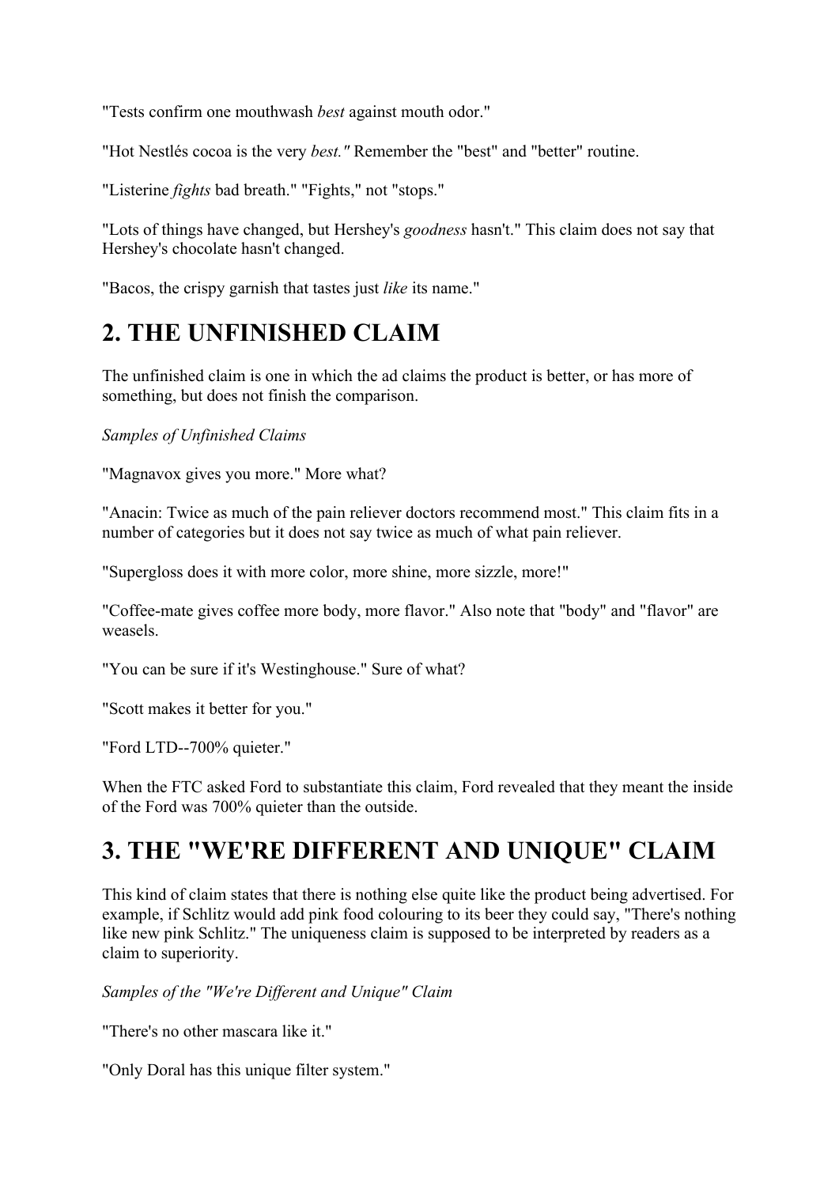"Tests confirm one mouthwash *best* against mouth odor."

"Hot Nestlés cocoa is the very *best."* Remember the "best" and "better" routine.

"Listerine *fights* bad breath." "Fights," not "stops."

"Lots of things have changed, but Hershey's *goodness* hasn't." This claim does not say that Hershey's chocolate hasn't changed.

"Bacos, the crispy garnish that tastes just *like* its name."

## 2. THE UNFINISHED CLAIM

The unfinished claim is one in which the ad claims the product is better, or has more of something, but does not finish the comparison.

*Samples of Unfinished Claims*

"Magnavox gives you more." More what?

"Anacin: Twice as much of the pain reliever doctors recommend most." This claim fits in a number of categories but it does not say twice as much of what pain reliever.

"Supergloss does it with more color, more shine, more sizzle, more!"

"Coffee-mate gives coffee more body, more flavor." Also note that "body" and "flavor" are weasels.

"You can be sure if it's Westinghouse." Sure of what?

"Scott makes it better for you."

"Ford LTD--700% quieter."

When the FTC asked Ford to substantiate this claim, Ford revealed that they meant the inside of the Ford was 700% quieter than the outside.

## 3. THE "WE'RE DIFFERENT AND UNIQUE" CLAIM

This kind of claim states that there is nothing else quite like the product being advertised. For example, if Schlitz would add pink food colouring to its beer they could say, "There's nothing like new pink Schlitz." The uniqueness claim is supposed to be interpreted by readers as a claim to superiority.

*Samples of the "We're Different and Unique" Claim*

"There's no other mascara like it."

"Only Doral has this unique filter system."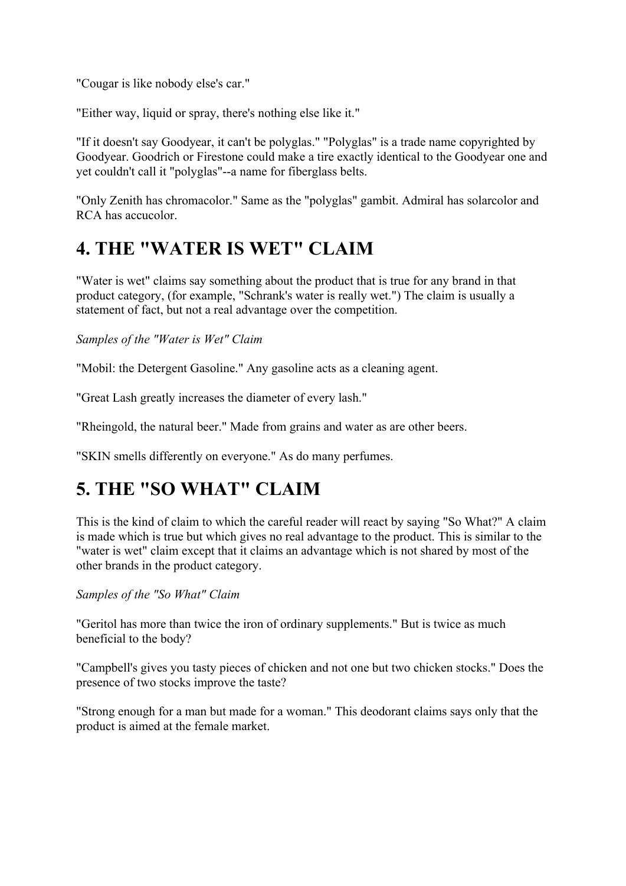"Cougar is like nobody else's car."

"Either way, liquid or spray, there's nothing else like it."

"If it doesn't say Goodyear, it can't be polyglas." "Polyglas" is a trade name copyrighted by Goodyear. Goodrich or Firestone could make a tire exactly identical to the Goodyear one and yet couldn't call it "polyglas"--a name for fiberglass belts.

"Only Zenith has chromacolor." Same as the "polyglas" gambit. Admiral has solarcolor and RCA has accucolor.

# 4. THE "WATER IS WET" CLAIM

"Water is wet" claims say something about the product that is true for any brand in that product category, (for example, "Schrank's water is really wet.") The claim is usually a statement of fact, but not a real advantage over the competition.

*Samples of the "Water is Wet" Claim*

"Mobil: the Detergent Gasoline." Any gasoline acts as a cleaning agent.

"Great Lash greatly increases the diameter of every lash."

"Rheingold, the natural beer." Made from grains and water as are other beers.

"SKIN smells differently on everyone." As do many perfumes.

# 5. THE "SO WHAT" CLAIM

This is the kind of claim to which the careful reader will react by saying "So What?" A claim is made which is true but which gives no real advantage to the product. This is similar to the "water is wet" claim except that it claims an advantage which is not shared by most of the other brands in the product category.

*Samples of the "So What" Claim*

"Geritol has more than twice the iron of ordinary supplements." But is twice as much beneficial to the body?

"Campbell's gives you tasty pieces of chicken and not one but two chicken stocks." Does the presence of two stocks improve the taste?

"Strong enough for a man but made for a woman." This deodorant claims says only that the product is aimed at the female market.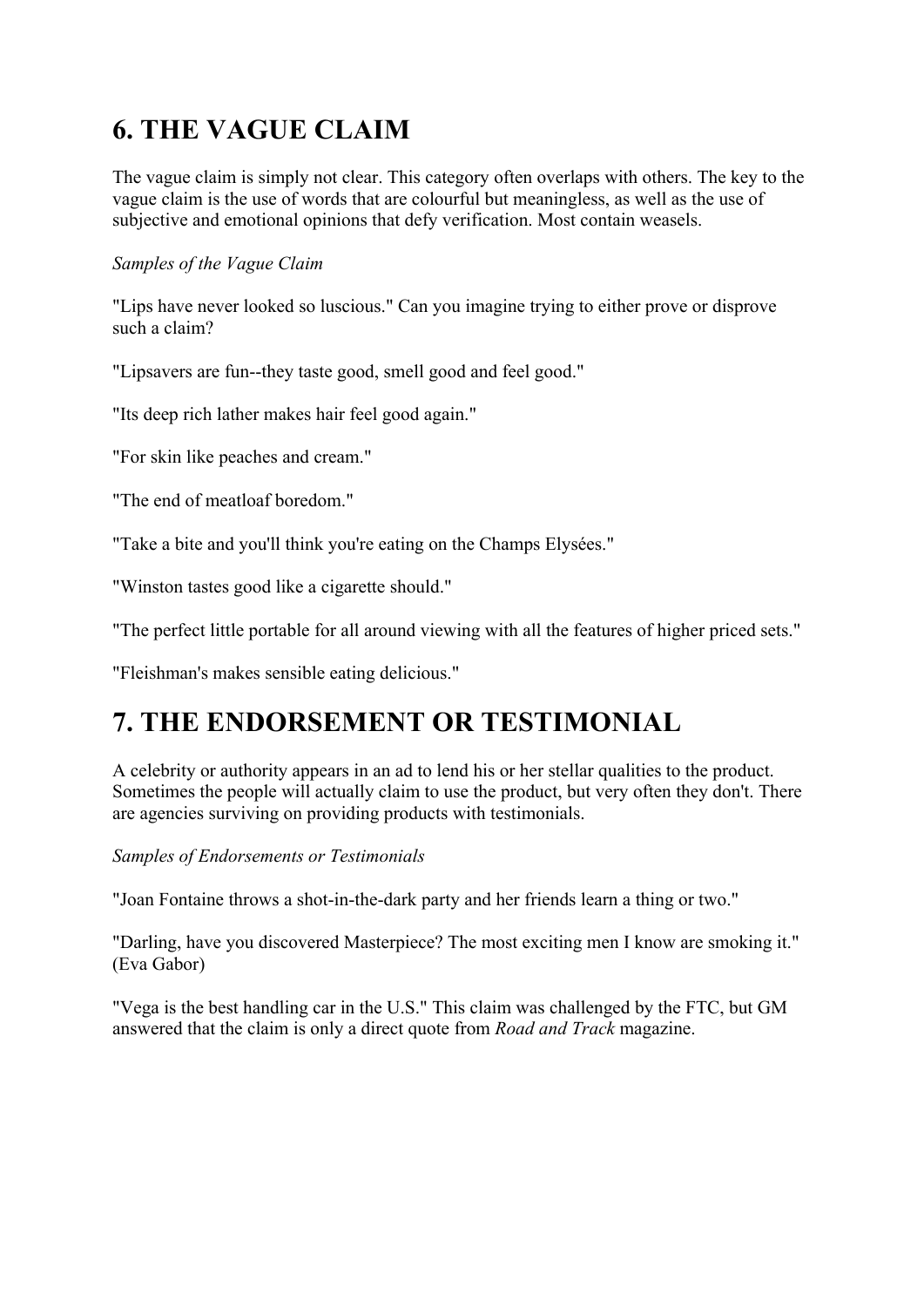## 6. THE VAGUE CLAIM

The vague claim is simply not clear. This category often overlaps with others. The key to the vague claim is the use of words that are colourful but meaningless, as well as the use of subjective and emotional opinions that defy verification. Most contain weasels.

*Samples of the Vague Claim*

"Lips have never looked so luscious." Can you imagine trying to either prove or disprove such a claim?

"Lipsavers are fun--they taste good, smell good and feel good."

"Its deep rich lather makes hair feel good again."

"For skin like peaches and cream."

"The end of meatloaf boredom."

"Take a bite and you'll think you're eating on the Champs Elysées."

"Winston tastes good like a cigarette should."

"The perfect little portable for all around viewing with all the features of higher priced sets."

"Fleishman's makes sensible eating delicious."

## 7. THE ENDORSEMENT OR TESTIMONIAL

A celebrity or authority appears in an ad to lend his or her stellar qualities to the product. Sometimes the people will actually claim to use the product, but very often they don't. There are agencies surviving on providing products with testimonials.

*Samples of Endorsements or Testimonials*

"Joan Fontaine throws a shot-in-the-dark party and her friends learn a thing or two."

"Darling, have you discovered Masterpiece? The most exciting men I know are smoking it." (Eva Gabor)

"Vega is the best handling car in the U.S." This claim was challenged by the FTC, but GM answered that the claim is only a direct quote from *Road and Track* magazine.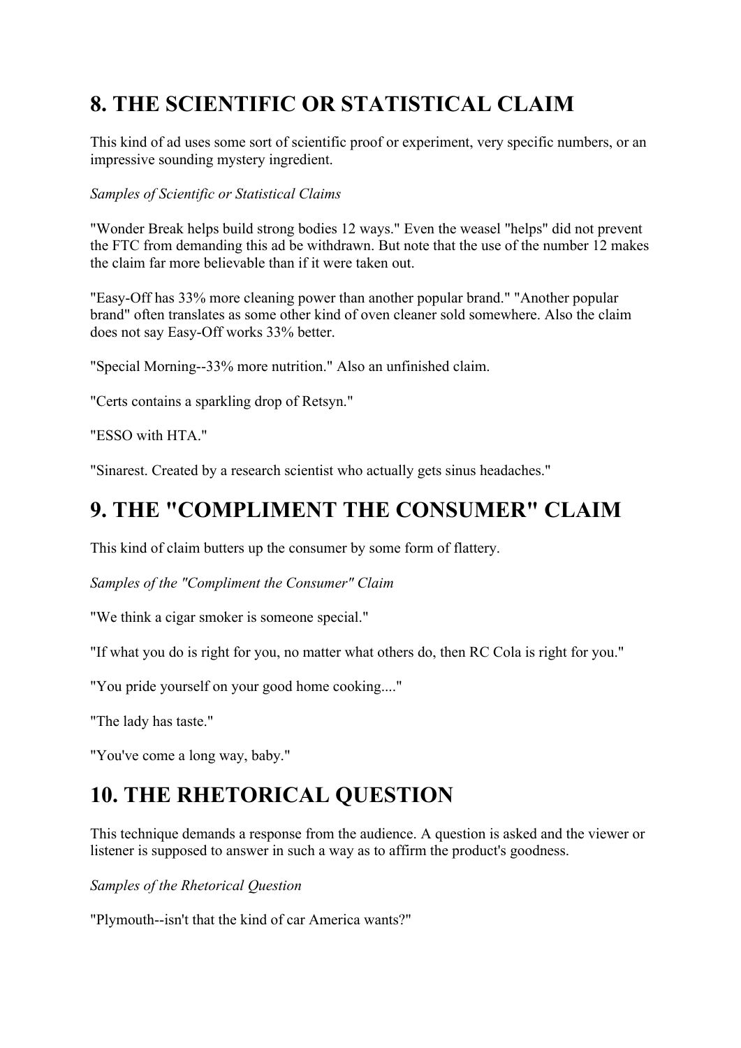## 8. THE SCIENTIFIC OR STATISTICAL CLAIM

This kind of ad uses some sort of scientific proof or experiment, very specific numbers, or an impressive sounding mystery ingredient.

*Samples of Scientific or Statistical Claims*

"Wonder Break helps build strong bodies 12 ways." Even the weasel "helps" did not prevent the FTC from demanding this ad be withdrawn. But note that the use of the number 12 makes the claim far more believable than if it were taken out.

"Easy-Off has 33% more cleaning power than another popular brand." "Another popular brand" often translates as some other kind of oven cleaner sold somewhere. Also the claim does not say Easy-Off works 33% better.

"Special Morning--33% more nutrition." Also an unfinished claim.

"Certs contains a sparkling drop of Retsyn."

"ESSO with HTA."

"Sinarest. Created by a research scientist who actually gets sinus headaches."

## 9. THE "COMPLIMENT THE CONSUMER" CLAIM

This kind of claim butters up the consumer by some form of flattery.

*Samples of the "Compliment the Consumer" Claim*

"We think a cigar smoker is someone special."

"If what you do is right for you, no matter what others do, then RC Cola is right for you."

"You pride yourself on your good home cooking...."

"The lady has taste."

"You've come a long way, baby."

## 10. THE RHETORICAL QUESTION

This technique demands a response from the audience. A question is asked and the viewer or listener is supposed to answer in such a way as to affirm the product's goodness.

*Samples of the Rhetorical Question*

"Plymouth--isn't that the kind of car America wants?"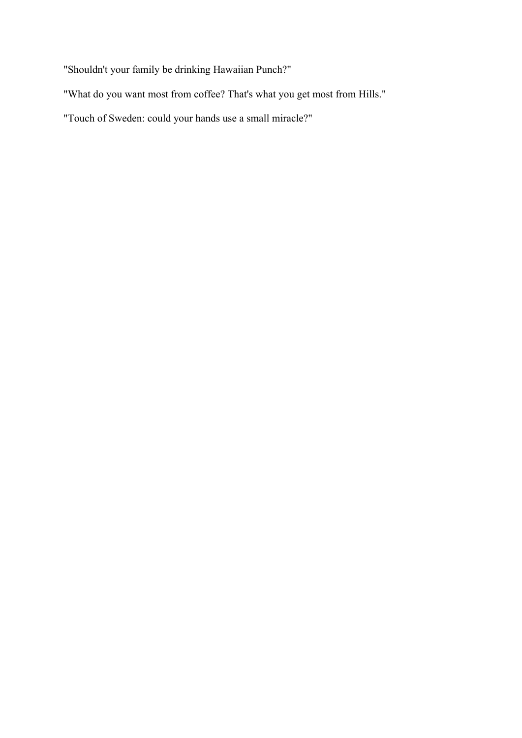"Shouldn't your family be drinking Hawaiian Punch?"

"What do you want most from coffee? That's what you get most from Hills."

"Touch of Sweden: could your hands use a small miracle?"